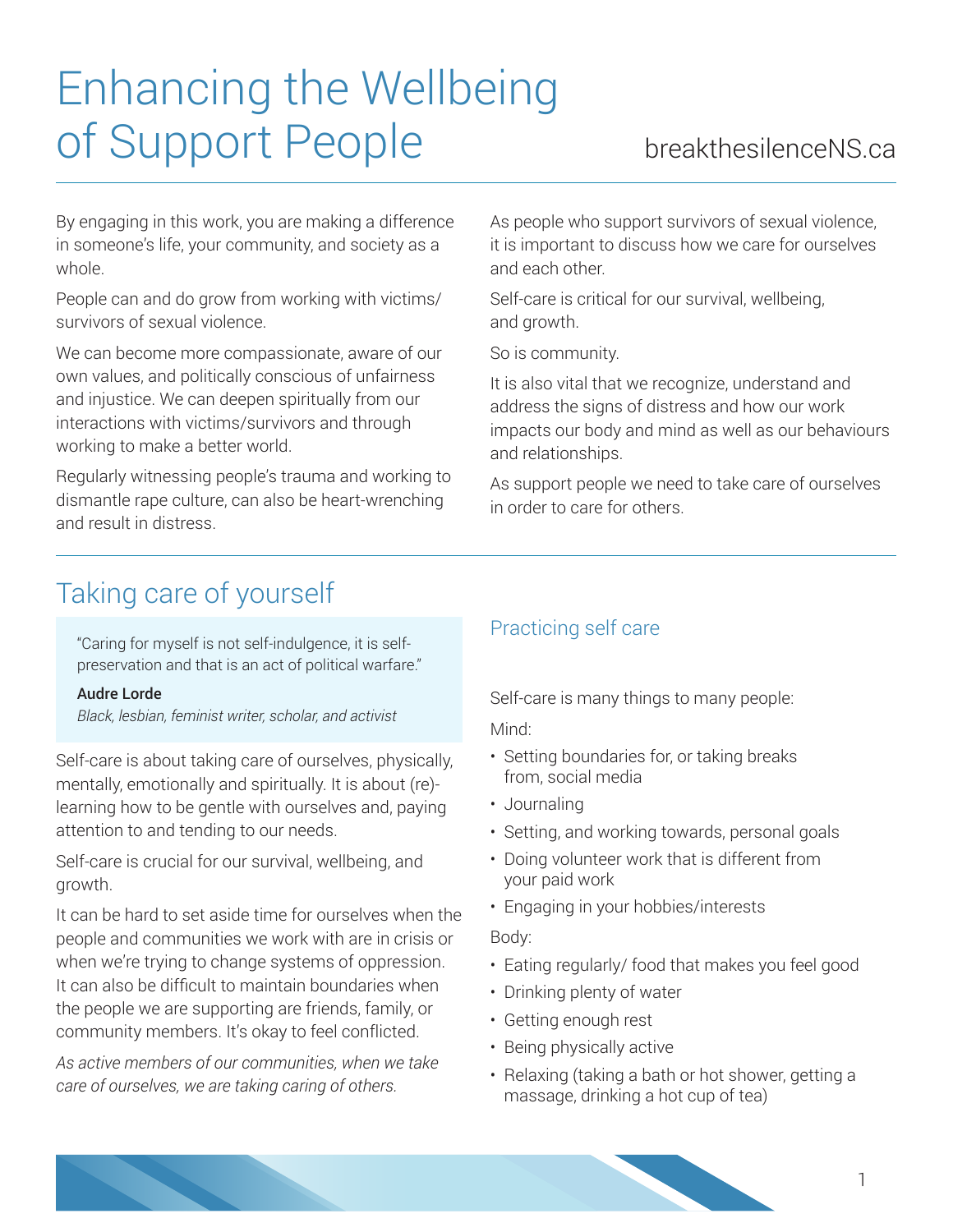# Enhancing the Wellbeing of Support People

breakthesilenceNS.ca

By engaging in this work, you are making a difference in someone's life, your community, and society as a whole.

People can and do grow from working with victims/ survivors of sexual violence.

We can become more compassionate, aware of our own values, and politically conscious of unfairness and injustice. We can deepen spiritually from our interactions with victims/survivors and through working to make a better world.

Regularly witnessing people's trauma and working to dismantle rape culture, can also be heart-wrenching and result in distress.

As people who support survivors of sexual violence, it is important to discuss how we care for ourselves and each other.

Self-care is critical for our survival, wellbeing, and growth.

So is community.

It is also vital that we recognize, understand and address the signs of distress and how our work impacts our body and mind as well as our behaviours and relationships.

As support people we need to take care of ourselves in order to care for others.

## Taking care of yourself

> "Caring for myself is not self-indulgence, it is self-preservation and that is an act of political warfare."
>
> **Audre Lorde**
> *Black, lesbian, feminist writer, scholar, and activist*

Self-care is about taking care of ourselves, physically, mentally, emotionally and spiritually. It is about (re)-learning how to be gentle with ourselves and, paying attention to and tending to our needs.

Self-care is crucial for our survival, wellbeing, and growth.

It can be hard to set aside time for ourselves when the people and communities we work with are in crisis or when we're trying to change systems of oppression. It can also be difficult to maintain boundaries when the people we are supporting are friends, family, or community members. It's okay to feel conflicted.

*As active members of our communities, when we take care of ourselves, we are taking caring of others.*

### Practicing self care

Self-care is many things to many people:

Mind:

- Setting boundaries for, or taking breaks from, social media
- Journaling
- Setting, and working towards, personal goals
- Doing volunteer work that is different from your paid work
- Engaging in your hobbies/interests

Body:

- Eating regularly/ food that makes you feel good
- Drinking plenty of water
- Getting enough rest
- Being physically active
- Relaxing (taking a bath or hot shower, getting a massage, drinking a hot cup of tea)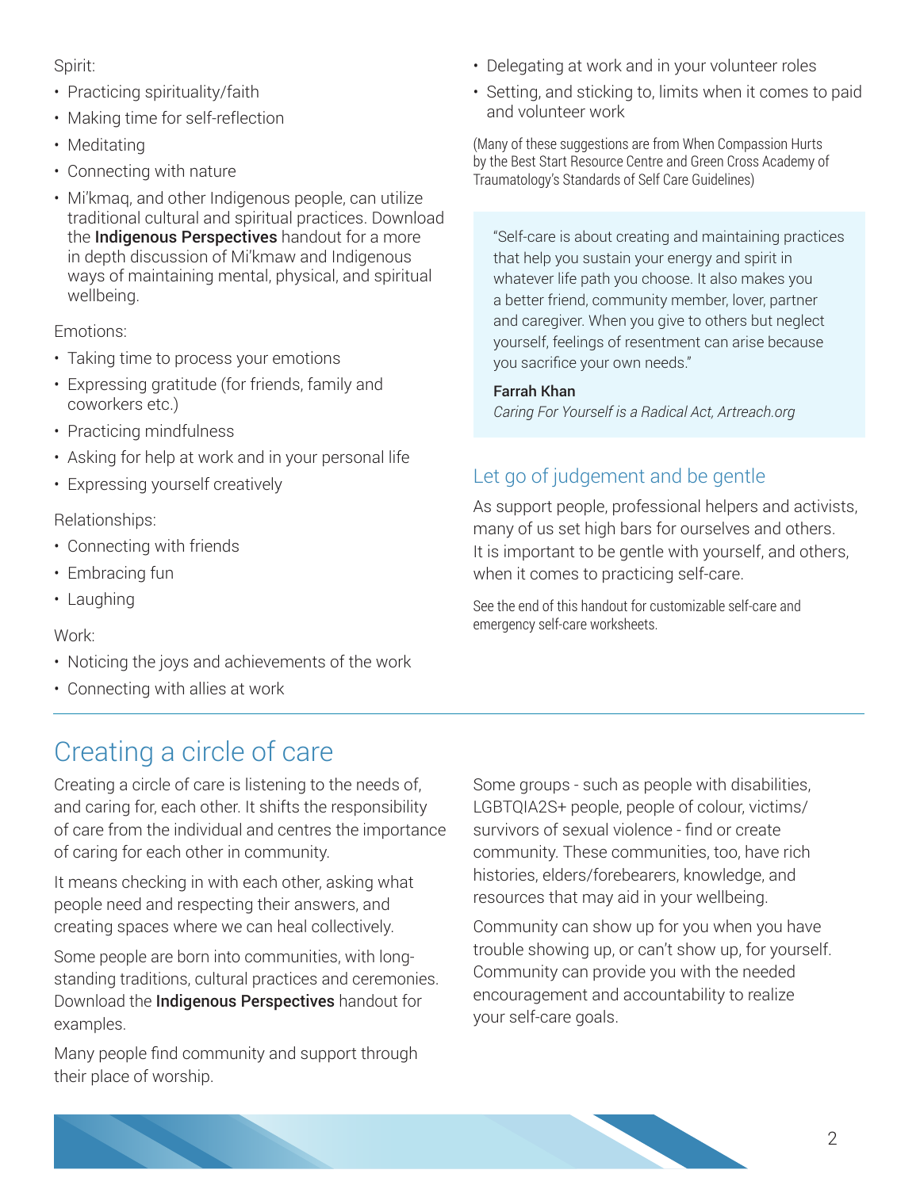Spirit:

- Practicing spirituality/faith
- Making time for self-reflection
- Meditating
- Connecting with nature
- Mi'kmaq, and other Indigenous people, can utilize traditional cultural and spiritual practices. Download the **Indigenous Perspectives** handout for a more in depth discussion of Mi'kmaw and Indigenous ways of maintaining mental, physical, and spiritual wellbeing.

Emotions:

- Taking time to process your emotions
- Expressing gratitude (for friends, family and coworkers etc.)
- Practicing mindfulness
- Asking for help at work and in your personal life
- Expressing yourself creatively

Relationships:

- Connecting with friends
- Embracing fun
- Laughing

Work:

- Noticing the joys and achievements of the work
- Connecting with allies at work
- Delegating at work and in your volunteer roles
- Setting, and sticking to, limits when it comes to paid and volunteer work

(Many of these suggestions are from When Compassion Hurts by the Best Start Resource Centre and Green Cross Academy of Traumatology's Standards of Self Care Guidelines)

> "Self-care is about creating and maintaining practices that help you sustain your energy and spirit in whatever life path you choose. It also makes you a better friend, community member, lover, partner and caregiver. When you give to others but neglect yourself, feelings of resentment can arise because you sacrifice your own needs."
>
> **Farrah Khan**
> *Caring For Yourself is a Radical Act, Artreach.org*

### Let go of judgement and be gentle

As support people, professional helpers and activists, many of us set high bars for ourselves and others. It is important to be gentle with yourself, and others, when it comes to practicing self-care.

See the end of this handout for customizable self-care and emergency self-care worksheets.

## Creating a circle of care

Creating a circle of care is listening to the needs of, and caring for, each other. It shifts the responsibility of care from the individual and centres the importance of caring for each other in community.

It means checking in with each other, asking what people need and respecting their answers, and creating spaces where we can heal collectively.

Some people are born into communities, with long-standing traditions, cultural practices and ceremonies. Download the **Indigenous Perspectives** handout for examples.

Many people find community and support through their place of worship.

Some groups - such as people with disabilities, LGBTQIA2S+ people, people of colour, victims/survivors of sexual violence - find or create community. These communities, too, have rich histories, elders/forebearers, knowledge, and resources that may aid in your wellbeing.

Community can show up for you when you have trouble showing up, or can't show up, for yourself. Community can provide you with the needed encouragement and accountability to realize your self-care goals.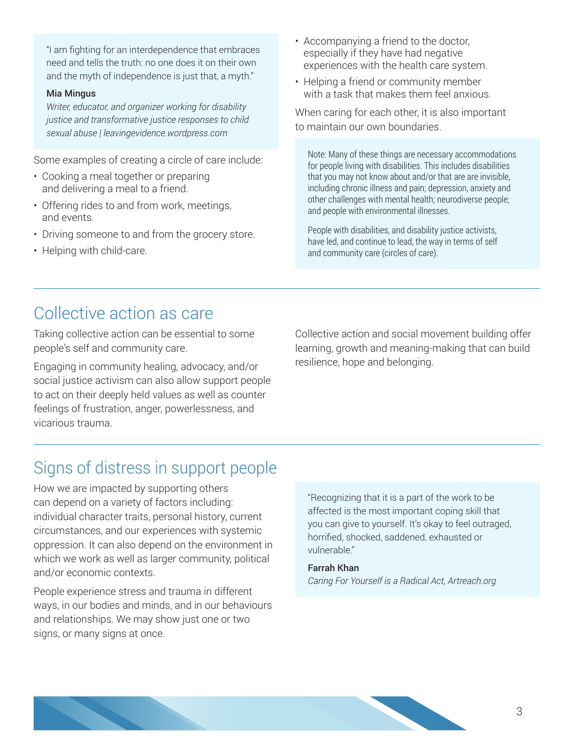> "I am fighting for an interdependence that embraces need and tells the truth: no one does it on their own and the myth of independence is just that, a myth."
>
> **Mia Mingus**
> *Writer, educator, and organizer working for disability justice and transformative justice responses to child sexual abuse | leavingevidence.wordpress.com*

Some examples of creating a circle of care include:

- Cooking a meal together or preparing and delivering a meal to a friend.
- Offering rides to and from work, meetings, and events.
- Driving someone to and from the grocery store.
- Helping with child-care.
- Accompanying a friend to the doctor, especially if they have had negative experiences with the health care system.
- Helping a friend or community member with a task that makes them feel anxious.

When caring for each other, it is also important to maintain our own boundaries.

> Note: Many of these things are necessary accommodations for people living with disabilities. This includes disabilities that you may not know about and/or that are are invisible, including chronic illness and pain; depression, anxiety and other challenges with mental health; neurodiverse people; and people with environmental illnesses.
>
> People with disabilities, and disability justice activists, have led, and continue to lead, the way in terms of self and community care (circles of care).

## Collective action as care

Taking collective action can be essential to some people's self and community care.

Engaging in community healing, advocacy, and/or social justice activism can also allow support people to act on their deeply held values as well as counter feelings of frustration, anger, powerlessness, and vicarious trauma.

Collective action and social movement building offer learning, growth and meaning-making that can build resilience, hope and belonging.

## Signs of distress in support people

How we are impacted by supporting others can depend on a variety of factors including: individual character traits, personal history, current circumstances, and our experiences with systemic oppression. It can also depend on the environment in which we work as well as larger community, political and/or economic contexts.

People experience stress and trauma in different ways, in our bodies and minds, and in our behaviours and relationships. We may show just one or two signs, or many signs at once.

> "Recognizing that it is a part of the work to be affected is the most important coping skill that you can give to yourself. It's okay to feel outraged, horrified, shocked, saddened, exhausted or vulnerable."
>
> **Farrah Khan**
> *Caring For Yourself is a Radical Act, Artreach.org*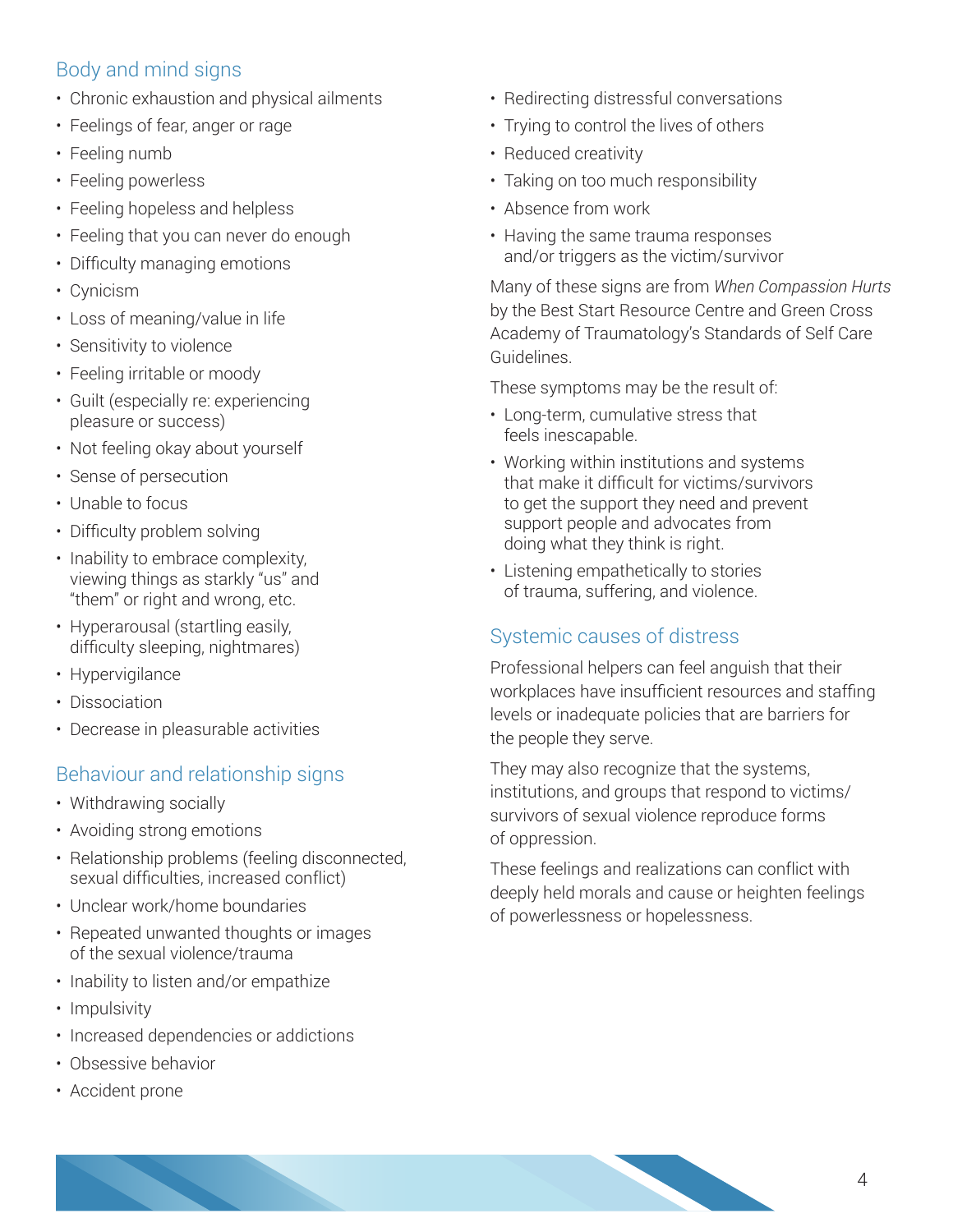## Body and mind signs

- Chronic exhaustion and physical ailments
- Feelings of fear, anger or rage
- Feeling numb
- Feeling powerless
- Feeling hopeless and helpless
- Feeling that you can never do enough
- Difficulty managing emotions
- Cynicism
- Loss of meaning/value in life
- Sensitivity to violence
- Feeling irritable or moody
- Guilt (especially re: experiencing pleasure or success)
- Not feeling okay about yourself
- Sense of persecution
- Unable to focus
- Difficulty problem solving
- Inability to embrace complexity, viewing things as starkly "us" and "them" or right and wrong, etc.
- Hyperarousal (startling easily, difficulty sleeping, nightmares)
- Hypervigilance
- Dissociation
- Decrease in pleasurable activities

## Behaviour and relationship signs

- Withdrawing socially
- Avoiding strong emotions
- Relationship problems (feeling disconnected, sexual difficulties, increased conflict)
- Unclear work/home boundaries
- Repeated unwanted thoughts or images of the sexual violence/trauma
- Inability to listen and/or empathize
- Impulsivity
- Increased dependencies or addictions
- Obsessive behavior
- Accident prone
- Redirecting distressful conversations
- Trying to control the lives of others
- Reduced creativity
- Taking on too much responsibility
- Absence from work
- Having the same trauma responses and/or triggers as the victim/survivor

Many of these signs are from *When Compassion Hurts* by the Best Start Resource Centre and Green Cross Academy of Traumatology's Standards of Self Care Guidelines.

These symptoms may be the result of:

- Long-term, cumulative stress that feels inescapable.
- Working within institutions and systems that make it difficult for victims/survivors to get the support they need and prevent support people and advocates from doing what they think is right.
- Listening empathetically to stories of trauma, suffering, and violence.

## Systemic causes of distress

Professional helpers can feel anguish that their workplaces have insufficient resources and staffing levels or inadequate policies that are barriers for the people they serve.

They may also recognize that the systems, institutions, and groups that respond to victims/survivors of sexual violence reproduce forms of oppression.

These feelings and realizations can conflict with deeply held morals and cause or heighten feelings of powerlessness or hopelessness.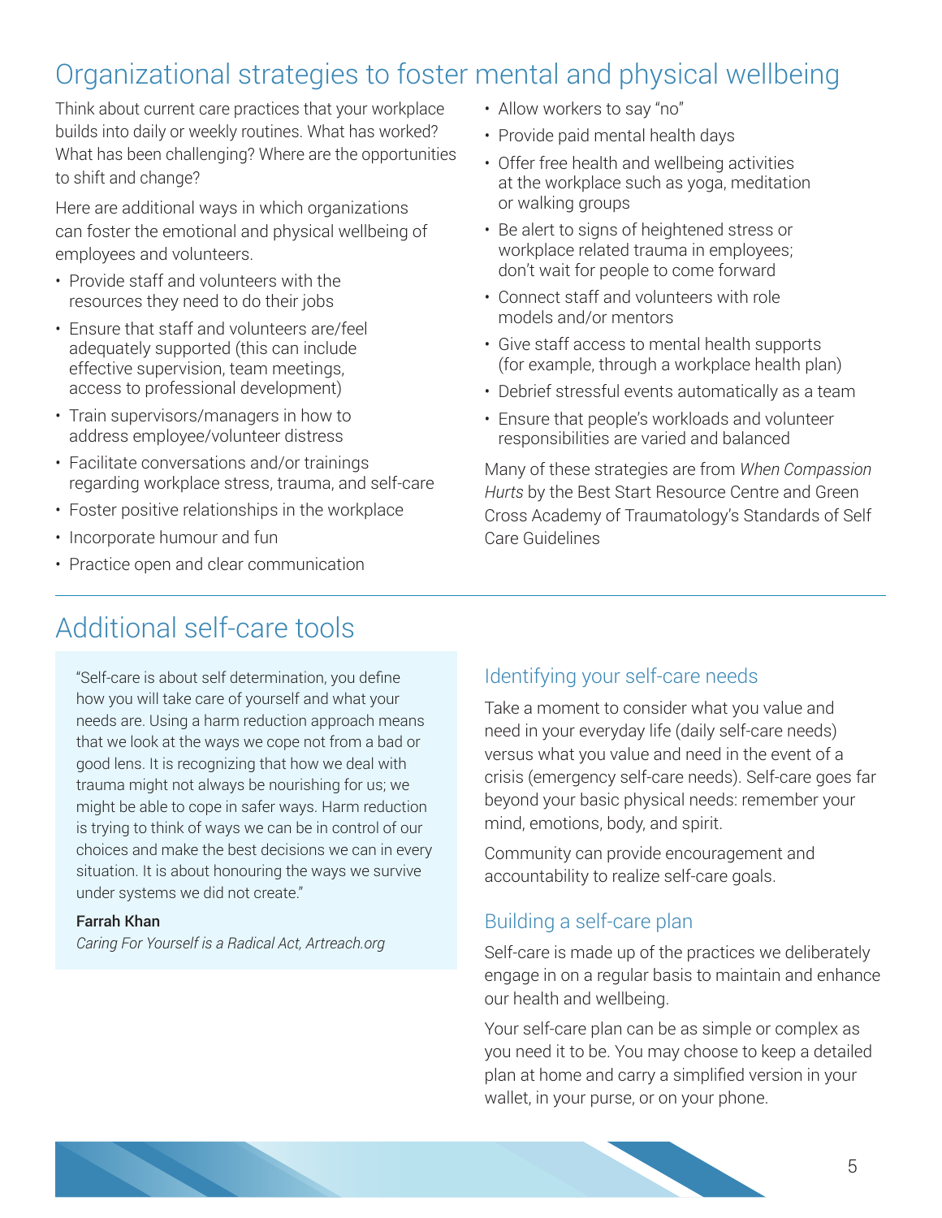## Organizational strategies to foster mental and physical wellbeing

Think about current care practices that your workplace builds into daily or weekly routines. What has worked? What has been challenging? Where are the opportunities to shift and change?

Here are additional ways in which organizations can foster the emotional and physical wellbeing of employees and volunteers.

- Provide staff and volunteers with the resources they need to do their jobs
- Ensure that staff and volunteers are/feel adequately supported (this can include effective supervision, team meetings, access to professional development)
- Train supervisors/managers in how to address employee/volunteer distress
- Facilitate conversations and/or trainings regarding workplace stress, trauma, and self-care
- Foster positive relationships in the workplace
- Incorporate humour and fun
- Practice open and clear communication
- Allow workers to say "no"
- Provide paid mental health days
- Offer free health and wellbeing activities at the workplace such as yoga, meditation or walking groups
- Be alert to signs of heightened stress or workplace related trauma in employees; don't wait for people to come forward
- Connect staff and volunteers with role models and/or mentors
- Give staff access to mental health supports (for example, through a workplace health plan)
- Debrief stressful events automatically as a team
- Ensure that people's workloads and volunteer responsibilities are varied and balanced

Many of these strategies are from *When Compassion Hurts* by the Best Start Resource Centre and Green Cross Academy of Traumatology's Standards of Self Care Guidelines

---

## Additional self-care tools

> "Self-care is about self determination, you define how you will take care of yourself and what your needs are. Using a harm reduction approach means that we look at the ways we cope not from a bad or good lens. It is recognizing that how we deal with trauma might not always be nourishing for us; we might be able to cope in safer ways. Harm reduction is trying to think of ways we can be in control of our choices and make the best decisions we can in every situation. It is about honouring the ways we survive under systems we did not create."
>
> **Farrah Khan**
> *Caring For Yourself is a Radical Act, Artreach.org*

### Identifying your self-care needs

Take a moment to consider what you value and need in your everyday life (daily self-care needs) versus what you value and need in the event of a crisis (emergency self-care needs). Self-care goes far beyond your basic physical needs: remember your mind, emotions, body, and spirit.

Community can provide encouragement and accountability to realize self-care goals.

### Building a self-care plan

Self-care is made up of the practices we deliberately engage in on a regular basis to maintain and enhance our health and wellbeing.

Your self-care plan can be as simple or complex as you need it to be. You may choose to keep a detailed plan at home and carry a simplified version in your wallet, in your purse, or on your phone.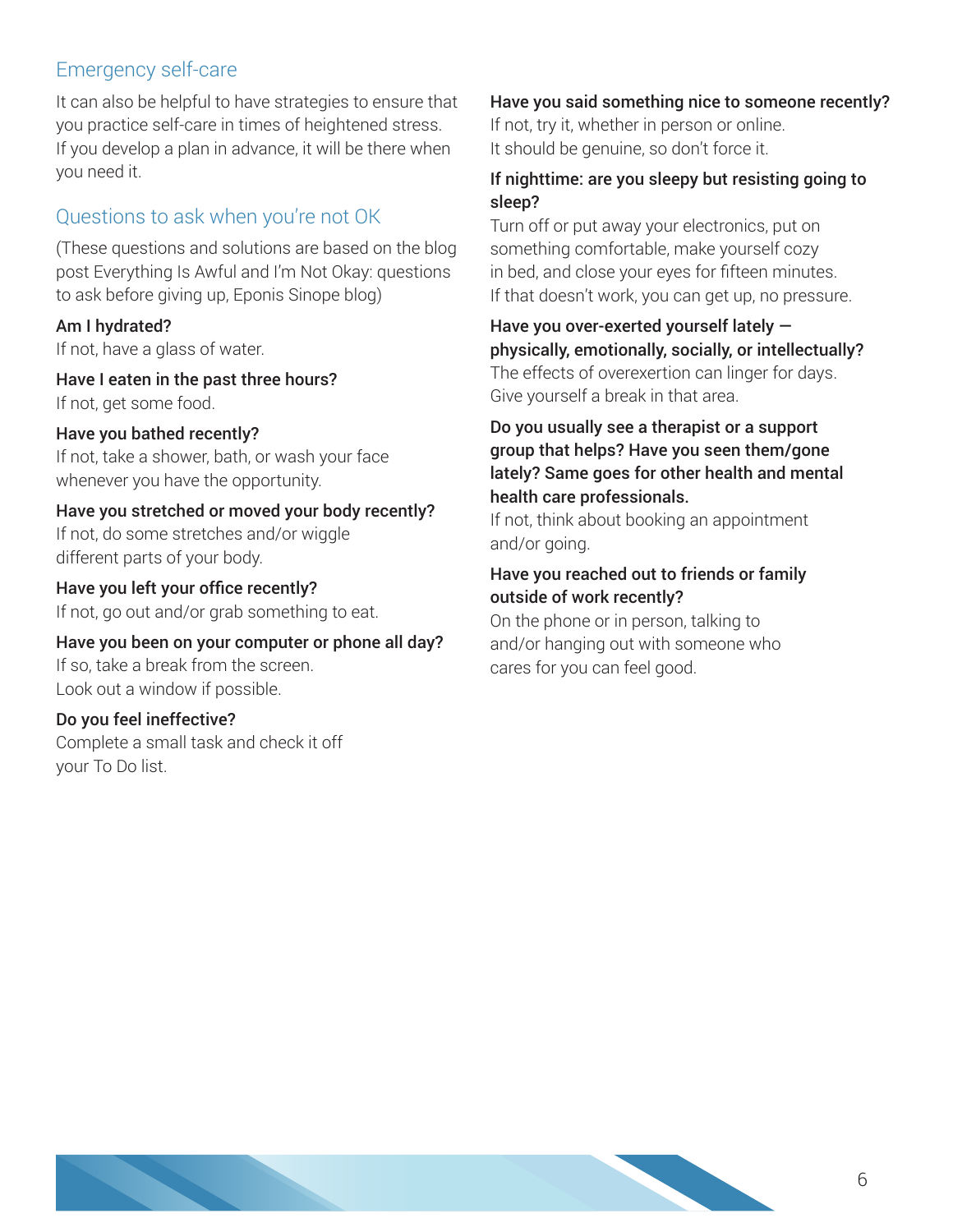## Emergency self-care

It can also be helpful to have strategies to ensure that you practice self-care in times of heightened stress. If you develop a plan in advance, it will be there when you need it.

## Questions to ask when you're not OK

(These questions and solutions are based on the blog post Everything Is Awful and I'm Not Okay: questions to ask before giving up, Eponis Sinope blog)

**Am I hydrated?**
If not, have a glass of water.

**Have I eaten in the past three hours?**
If not, get some food.

**Have you bathed recently?**
If not, take a shower, bath, or wash your face whenever you have the opportunity.

**Have you stretched or moved your body recently?**
If not, do some stretches and/or wiggle different parts of your body.

**Have you left your office recently?**
If not, go out and/or grab something to eat.

**Have you been on your computer or phone all day?**
If so, take a break from the screen. Look out a window if possible.

**Do you feel ineffective?**
Complete a small task and check it off your To Do list.

**Have you said something nice to someone recently?**
If not, try it, whether in person or online. It should be genuine, so don't force it.

**If nighttime: are you sleepy but resisting going to sleep?**
Turn off or put away your electronics, put on something comfortable, make yourself cozy in bed, and close your eyes for fifteen minutes. If that doesn't work, you can get up, no pressure.

**Have you over-exerted yourself lately — physically, emotionally, socially, or intellectually?**
The effects of overexertion can linger for days. Give yourself a break in that area.

**Do you usually see a therapist or a support group that helps? Have you seen them/gone lately? Same goes for other health and mental health care professionals.**
If not, think about booking an appointment and/or going.

**Have you reached out to friends or family outside of work recently?**
On the phone or in person, talking to and/or hanging out with someone who cares for you can feel good.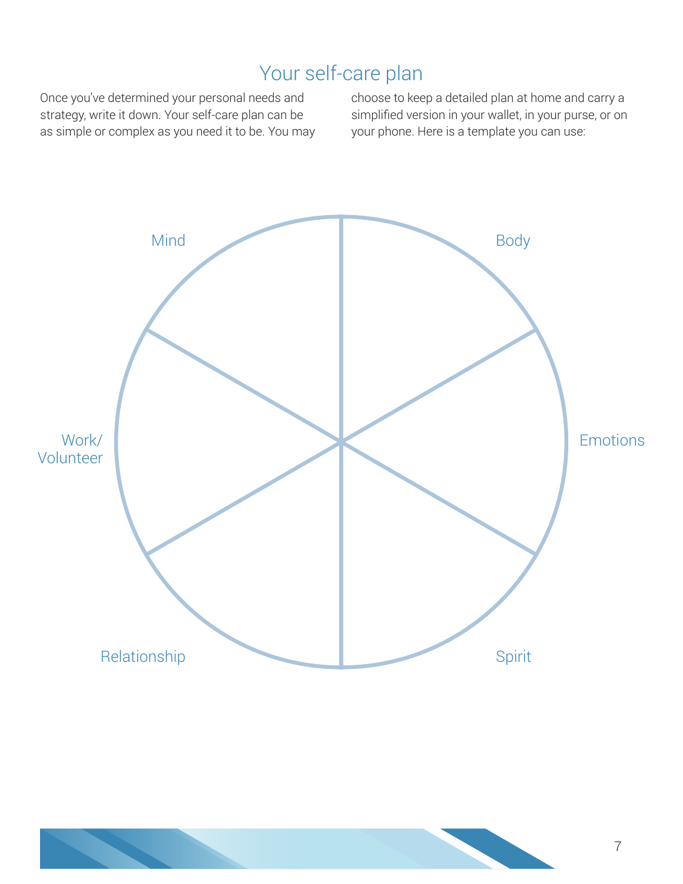## Your self-care plan

Once you've determined your personal needs and strategy, write it down. Your self-care plan can be as simple or complex as you need it to be. You may choose to keep a detailed plan at home and carry a simplified version in your wallet, in your purse, or on your phone. Here is a template you can use:

Mind

Body

Work/ Volunteer

Emotions

Relationship

Spirit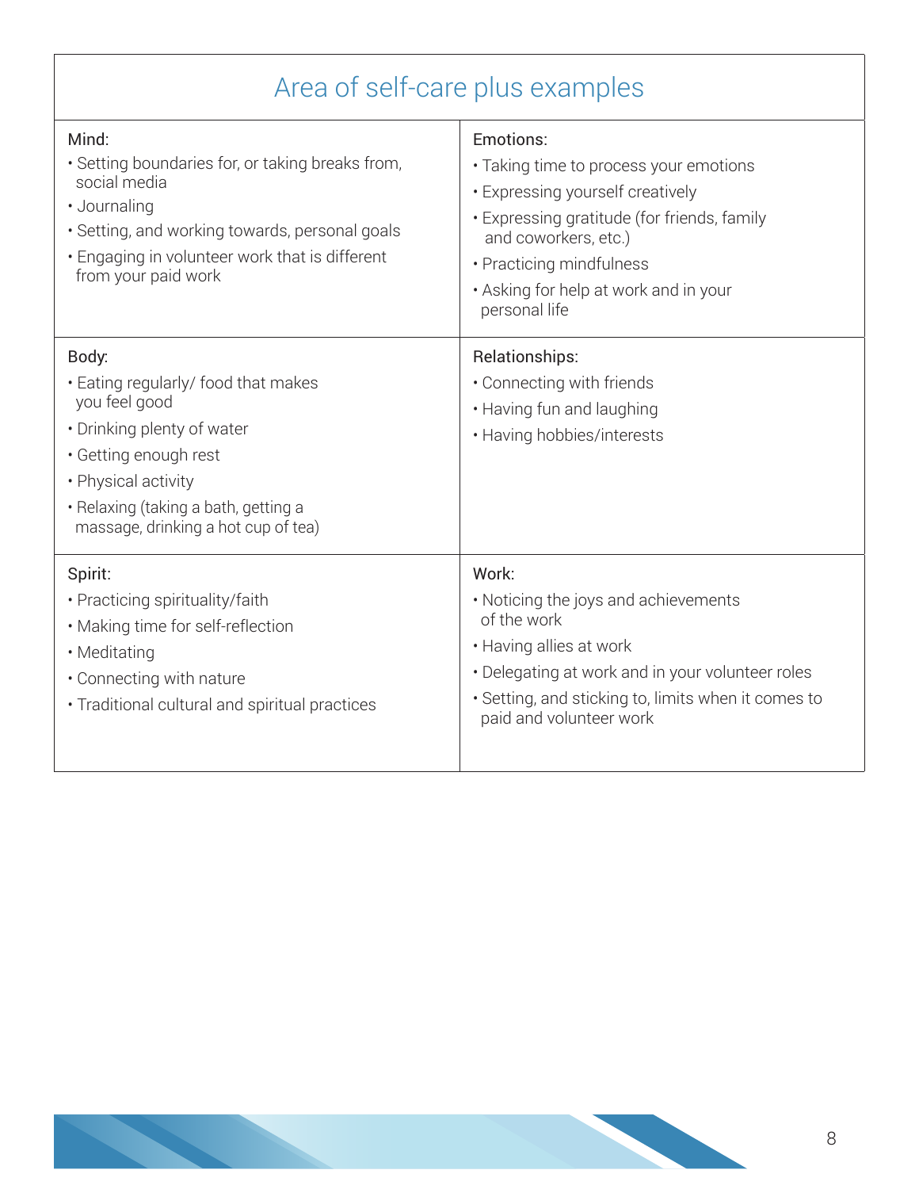## Area of self-care plus examples

**Mind:**

- Setting boundaries for, or taking breaks from, social media
- Journaling
- Setting, and working towards, personal goals
- Engaging in volunteer work that is different from your paid work

**Emotions:**

- Taking time to process your emotions
- Expressing yourself creatively
- Expressing gratitude (for friends, family and coworkers, etc.)
- Practicing mindfulness
- Asking for help at work and in your personal life

**Body:**

- Eating regularly/ food that makes you feel good
- Drinking plenty of water
- Getting enough rest
- Physical activity
- Relaxing (taking a bath, getting a massage, drinking a hot cup of tea)

**Relationships:**

- Connecting with friends
- Having fun and laughing
- Having hobbies/interests

**Spirit:**

- Practicing spirituality/faith
- Making time for self-reflection
- Meditating
- Connecting with nature
- Traditional cultural and spiritual practices

**Work:**

- Noticing the joys and achievements of the work
- Having allies at work
- Delegating at work and in your volunteer roles
- Setting, and sticking to, limits when it comes to paid and volunteer work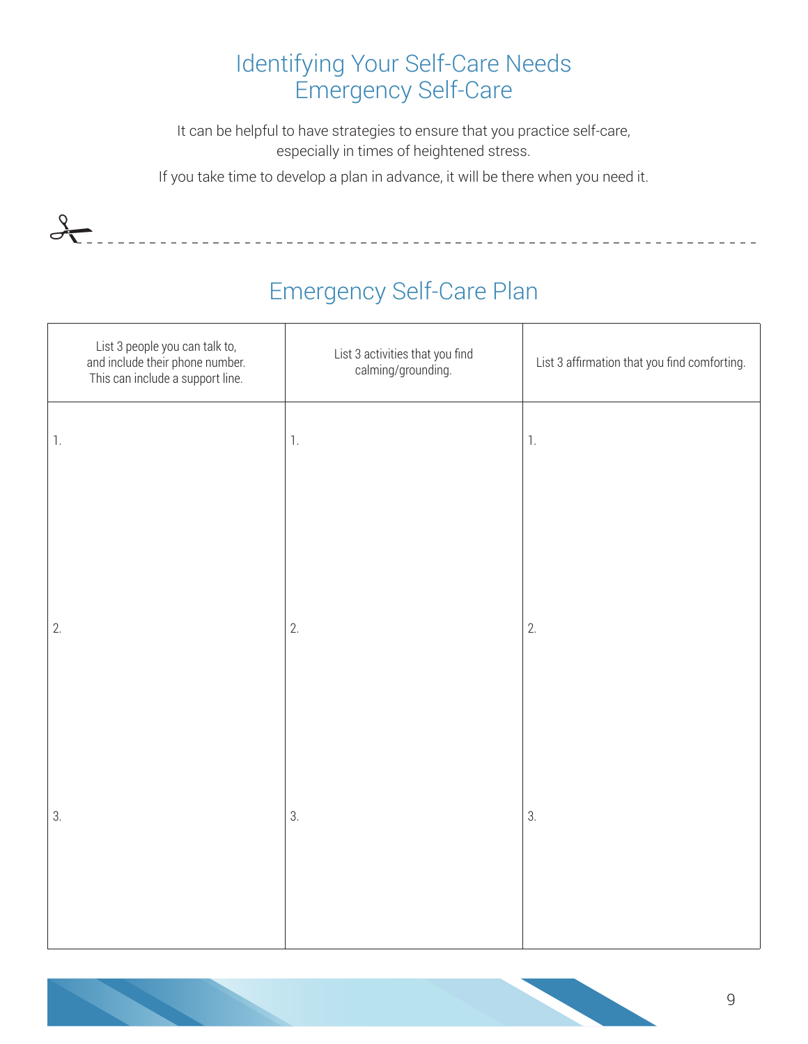# Identifying Your Self-Care Needs
# Emergency Self-Care

It can be helpful to have strategies to ensure that you practice self-care, especially in times of heightened stress.

If you take time to develop a plan in advance, it will be there when you need it.

## Emergency Self-Care Plan

| List 3 people you can talk to, and include their phone number. This can include a support line. | List 3 activities that you find calming/grounding. | List 3 affirmation that you find comforting. |
|---|---|---|
| 1. | 1. | 1. |
| 2. | 2. | 2. |
| 3. | 3. | 3. |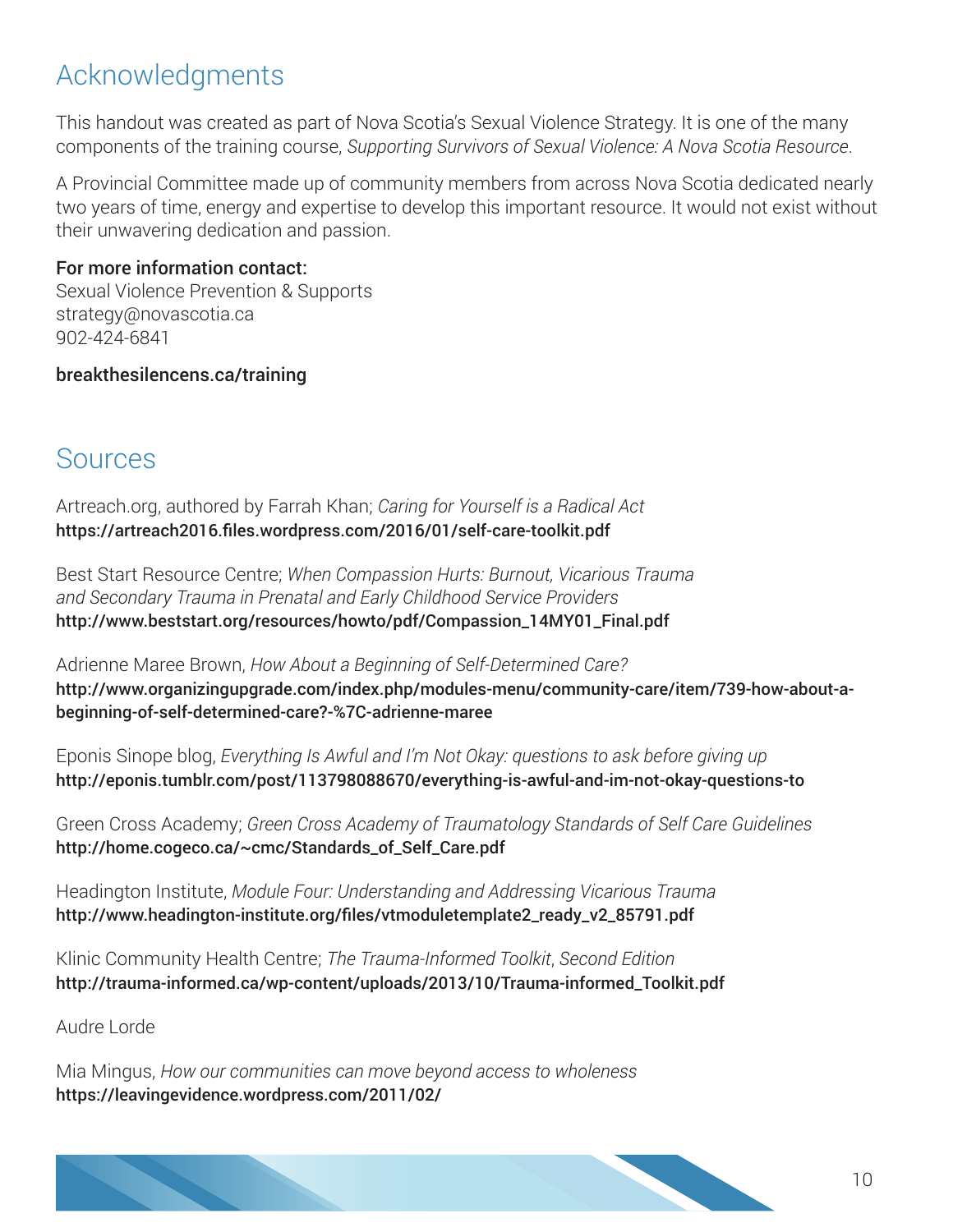## Acknowledgments

This handout was created as part of Nova Scotia's Sexual Violence Strategy. It is one of the many components of the training course, *Supporting Survivors of Sexual Violence: A Nova Scotia Resource*.

A Provincial Committee made up of community members from across Nova Scotia dedicated nearly two years of time, energy and expertise to develop this important resource. It would not exist without their unwavering dedication and passion.

**For more information contact:**
Sexual Violence Prevention & Supports
strategy@novascotia.ca
902-424-6841

**breakthesilencens.ca/training**

## Sources

Artreach.org, authored by Farrah Khan; *Caring for Yourself is a Radical Act*
**https://artreach2016.files.wordpress.com/2016/01/self-care-toolkit.pdf**

Best Start Resource Centre; *When Compassion Hurts: Burnout, Vicarious Trauma and Secondary Trauma in Prenatal and Early Childhood Service Providers*
**http://www.beststart.org/resources/howto/pdf/Compassion_14MY01_Final.pdf**

Adrienne Maree Brown, *How About a Beginning of Self-Determined Care?*
**http://www.organizingupgrade.com/index.php/modules-menu/community-care/item/739-how-about-a-beginning-of-self-determined-care?-%7C-adrienne-maree**

Eponis Sinope blog, *Everything Is Awful and I'm Not Okay: questions to ask before giving up*
**http://eponis.tumblr.com/post/113798088670/everything-is-awful-and-im-not-okay-questions-to**

Green Cross Academy; *Green Cross Academy of Traumatology Standards of Self Care Guidelines*
**http://home.cogeco.ca/~cmc/Standards_of_Self_Care.pdf**

Headington Institute, *Module Four: Understanding and Addressing Vicarious Trauma*
**http://www.headington-institute.org/files/vtmoduletemplate2_ready_v2_85791.pdf**

Klinic Community Health Centre; *The Trauma-Informed Toolkit*, *Second Edition*
**http://trauma-informed.ca/wp-content/uploads/2013/10/Trauma-informed_Toolkit.pdf**

Audre Lorde

Mia Mingus, *How our communities can move beyond access to wholeness*
**https://leavingevidence.wordpress.com/2011/02/**